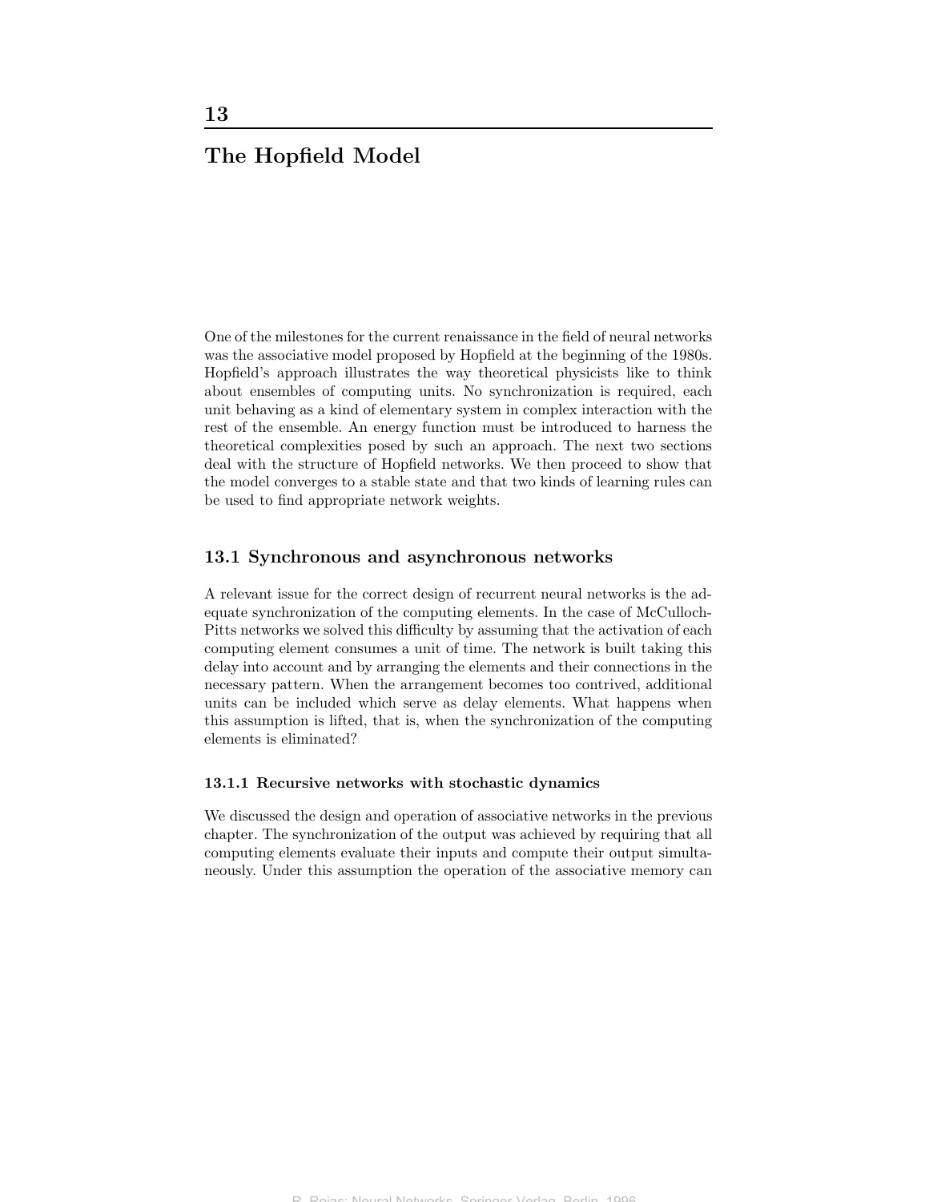# 13 The Hopfield Model

One of the milestones for the current renaissance in the field of neural networks was the associative model proposed by Hopfield at the beginning of the 1980s. Hopfield's approach illustrates the way theoretical physicists like to think about ensembles of computing units. No synchronization is required, each unit behaving as a kind of elementary system in complex interaction with the rest of the ensemble. An energy function must be introduced to harness the theoretical complexities posed by such an approach. The next two sections deal with the structure of Hopfield networks. We then proceed to show that the model converges to a stable state and that two kinds of learning rules can be used to find appropriate network weights.

## 13.1 Synchronous and asynchronous networks

A relevant issue for the correct design of recurrent neural networks is the adequate synchronization of the computing elements. In the case of McCulloch-Pitts networks we solved this difficulty by assuming that the activation of each computing element consumes a unit of time. The network is built taking this delay into account and by arranging the elements and their connections in the necessary pattern. When the arrangement becomes too contrived, additional units can be included which serve as delay elements. What happens when this assumption is lifted, that is, when the synchronization of the computing elements is eliminated?

### 13.1.1 Recursive networks with stochastic dynamics

We discussed the design and operation of associative networks in the previous chapter. The synchronization of the output was achieved by requiring that all computing elements evaluate their inputs and compute their output simultaneously. Under this assumption the operation of the associative memory can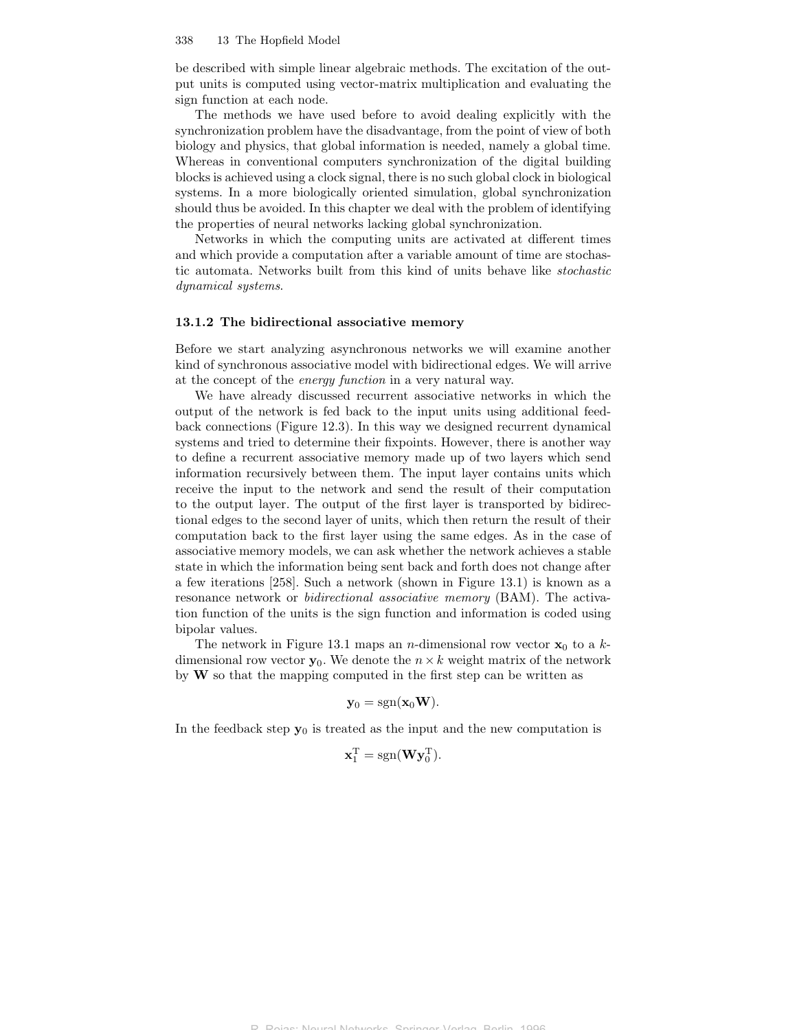be described with simple linear algebraic methods. The excitation of the output units is computed using vector-matrix multiplication and evaluating the sign function at each node.

The methods we have used before to avoid dealing explicitly with the synchronization problem have the disadvantage, from the point of view of both biology and physics, that global information is needed, namely a global time. Whereas in conventional computers synchronization of the digital building blocks is achieved using a clock signal, there is no such global clock in biological systems. In a more biologically oriented simulation, global synchronization should thus be avoided. In this chapter we deal with the problem of identifying the properties of neural networks lacking global synchronization.

Networks in which the computing units are activated at different times and which provide a computation after a variable amount of time are stochastic automata. Networks built from this kind of units behave like *stochastic dynamical systems*.

### 13.1.2 The bidirectional associative memory

Before we start analyzing asynchronous networks we will examine another kind of synchronous associative model with bidirectional edges. We will arrive at the concept of the *energy function* in a very natural way.

We have already discussed recurrent associative networks in which the output of the network is fed back to the input units using additional feedback connections (Figure 12.3). In this way we designed recurrent dynamical systems and tried to determine their fixpoints. However, there is another way to define a recurrent associative memory made up of two layers which send information recursively between them. The input layer contains units which receive the input to the network and send the result of their computation to the output layer. The output of the first layer is transported by bidirectional edges to the second layer of units, which then return the result of their computation back to the first layer using the same edges. As in the case of associative memory models, we can ask whether the network achieves a stable state in which the information being sent back and forth does not change after a few iterations [258]. Such a network (shown in Figure 13.1) is known as a resonance network or *bidirectional associative memory* (BAM). The activation function of the units is the sign function and information is coded using bipolar values.

The network in Figure 13.1 maps an $n$-dimensional row vector $\mathbf{x}_0$ to a $k$-dimensional row vector $\mathbf{y}_0$. We denote the $n \times k$ weight matrix of the network by $\mathbf{W}$ so that the mapping computed in the first step can be written as

$$\mathbf{y}_0 = \operatorname{sgn}(\mathbf{x}_0 \mathbf{W}).$$

In the feedback step $\mathbf{y}_0$ is treated as the input and the new computation is

$$\mathbf{x}_1^{\mathrm{T}} = \operatorname{sgn}(\mathbf{W} \mathbf{y}_0^{\mathrm{T}}).$$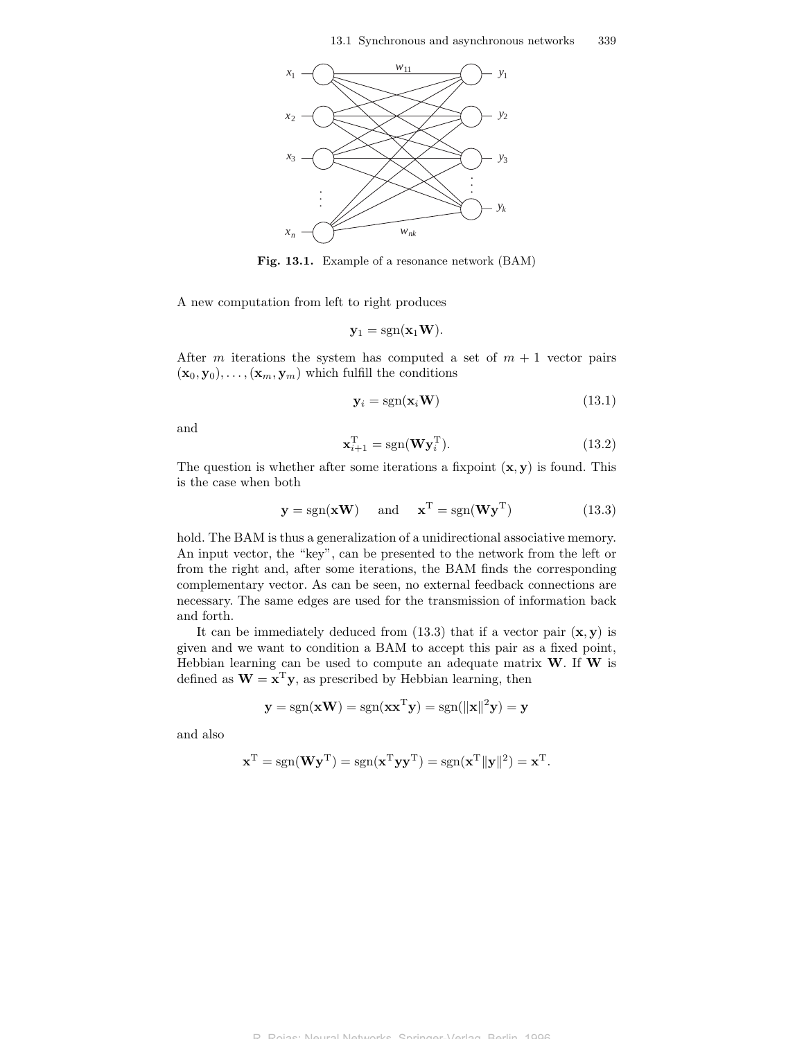**Fig. 13.1.** Example of a resonance network (BAM)

A new computation from left to right produces

$$\mathbf{y}_1 = \text{sgn}(\mathbf{x}_1 \mathbf{W}).$$

After $m$ iterations the system has computed a set of $m + 1$ vector pairs $(\mathbf{x}_0, \mathbf{y}_0), \ldots, (\mathbf{x}_m, \mathbf{y}_m)$ which fulfill the conditions

$$\mathbf{y}_i = \text{sgn}(\mathbf{x}_i \mathbf{W}) \tag{13.1}$$

and

$$\mathbf{x}_{i+1}^{\mathrm{T}} = \text{sgn}(\mathbf{W} \mathbf{y}_i^{\mathrm{T}}). \tag{13.2}$$

The question is whether after some iterations a fixpoint $(\mathbf{x}, \mathbf{y})$ is found. This is the case when both

$$\mathbf{y} = \text{sgn}(\mathbf{x}\mathbf{W}) \quad \text{and} \quad \mathbf{x}^{\mathrm{T}} = \text{sgn}(\mathbf{W}\mathbf{y}^{\mathrm{T}}) \tag{13.3}$$

hold. The BAM is thus a generalization of a unidirectional associative memory. An input vector, the "key", can be presented to the network from the left or from the right and, after some iterations, the BAM finds the corresponding complementary vector. As can be seen, no external feedback connections are necessary. The same edges are used for the transmission of information back and forth.

It can be immediately deduced from (13.3) that if a vector pair $(\mathbf{x}, \mathbf{y})$ is given and we want to condition a BAM to accept this pair as a fixed point, Hebbian learning can be used to compute an adequate matrix $\mathbf{W}$. If $\mathbf{W}$ is defined as $\mathbf{W} = \mathbf{x}^{\mathrm{T}}\mathbf{y}$, as prescribed by Hebbian learning, then

$$\mathbf{y} = \text{sgn}(\mathbf{x}\mathbf{W}) = \text{sgn}(\mathbf{x}\mathbf{x}^{\mathrm{T}}\mathbf{y}) = \text{sgn}(\|\mathbf{x}\|^2 \mathbf{y}) = \mathbf{y}$$

and also

$$\mathbf{x}^{\mathrm{T}} = \text{sgn}(\mathbf{W}\mathbf{y}^{\mathrm{T}}) = \text{sgn}(\mathbf{x}^{\mathrm{T}}\mathbf{y}\mathbf{y}^{\mathrm{T}}) = \text{sgn}(\mathbf{x}^{\mathrm{T}}\|\mathbf{y}\|^2) = \mathbf{x}^{\mathrm{T}}.$$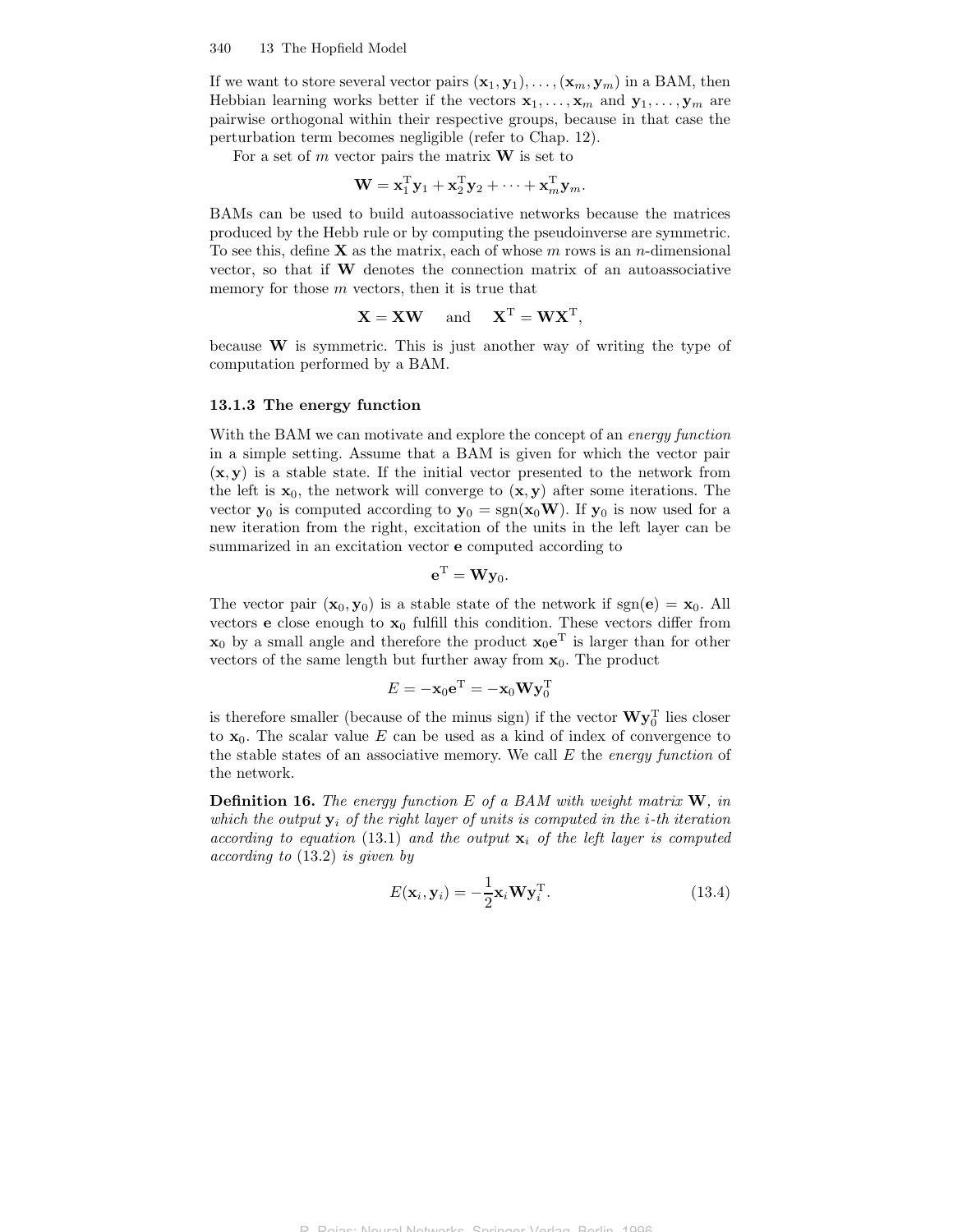If we want to store several vector pairs $(\mathbf{x}_1, \mathbf{y}_1), \ldots, (\mathbf{x}_m, \mathbf{y}_m)$ in a BAM, then Hebbian learning works better if the vectors $\mathbf{x}_1, \ldots, \mathbf{x}_m$ and $\mathbf{y}_1, \ldots, \mathbf{y}_m$ are pairwise orthogonal within their respective groups, because in that case the perturbation term becomes negligible (refer to Chap. 12).

For a set of $m$ vector pairs the matrix $\mathbf{W}$ is set to

$$\mathbf{W} = \mathbf{x}_1^{\mathrm{T}}\mathbf{y}_1 + \mathbf{x}_2^{\mathrm{T}}\mathbf{y}_2 + \cdots + \mathbf{x}_m^{\mathrm{T}}\mathbf{y}_m.$$

BAMs can be used to build autoassociative networks because the matrices produced by the Hebb rule or by computing the pseudoinverse are symmetric. To see this, define $\mathbf{X}$ as the matrix, each of whose $m$ rows is an $n$-dimensional vector, so that if $\mathbf{W}$ denotes the connection matrix of an autoassociative memory for those $m$ vectors, then it is true that

$$\mathbf{X} = \mathbf{X}\mathbf{W} \quad \text{and} \quad \mathbf{X}^{\mathrm{T}} = \mathbf{W}\mathbf{X}^{\mathrm{T}},$$

because $\mathbf{W}$ is symmetric. This is just another way of writing the type of computation performed by a BAM.

### 13.1.3 The energy function

With the BAM we can motivate and explore the concept of an *energy function* in a simple setting. Assume that a BAM is given for which the vector pair $(\mathbf{x}, \mathbf{y})$ is a stable state. If the initial vector presented to the network from the left is $\mathbf{x}_0$, the network will converge to $(\mathbf{x}, \mathbf{y})$ after some iterations. The vector $\mathbf{y}_0$ is computed according to $\mathbf{y}_0 = \mathrm{sgn}(\mathbf{x}_0\mathbf{W})$. If $\mathbf{y}_0$ is now used for a new iteration from the right, excitation of the units in the left layer can be summarized in an excitation vector $\mathbf{e}$ computed according to

$$\mathbf{e}^{\mathrm{T}} = \mathbf{W}\mathbf{y}_0.$$

The vector pair $(\mathbf{x}_0, \mathbf{y}_0)$ is a stable state of the network if $\mathrm{sgn}(\mathbf{e}) = \mathbf{x}_0$. All vectors $\mathbf{e}$ close enough to $\mathbf{x}_0$ fulfill this condition. These vectors differ from $\mathbf{x}_0$ by a small angle and therefore the product $\mathbf{x}_0\mathbf{e}^{\mathrm{T}}$ is larger than for other vectors of the same length but further away from $\mathbf{x}_0$. The product

$$E = -\mathbf{x}_0\mathbf{e}^{\mathrm{T}} = -\mathbf{x}_0\mathbf{W}\mathbf{y}_0^{\mathrm{T}}$$

is therefore smaller (because of the minus sign) if the vector $\mathbf{W}\mathbf{y}_0^{\mathrm{T}}$ lies closer to $\mathbf{x}_0$. The scalar value $E$ can be used as a kind of index of convergence to the stable states of an associative memory. We call $E$ the *energy function* of the network.

**Definition 16.** *The energy function $E$ of a BAM with weight matrix $\mathbf{W}$, in which the output $\mathbf{y}_i$ of the right layer of units is computed in the $i$-th iteration according to equation* (13.1) *and the output $\mathbf{x}_i$ of the left layer is computed according to* (13.2) *is given by*

$$E(\mathbf{x}_i, \mathbf{y}_i) = -\frac{1}{2}\mathbf{x}_i\mathbf{W}\mathbf{y}_i^{\mathrm{T}}. \tag{13.4}$$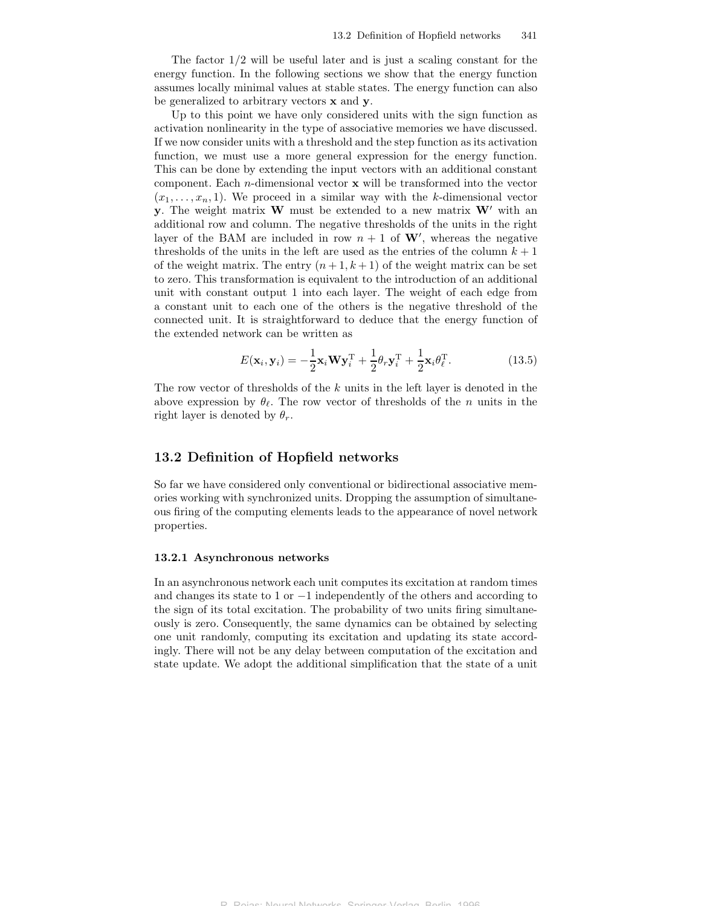The factor 1/2 will be useful later and is just a scaling constant for the energy function. In the following sections we show that the energy function assumes locally minimal values at stable states. The energy function can also be generalized to arbitrary vectors $\mathbf{x}$ and $\mathbf{y}$.

Up to this point we have only considered units with the sign function as activation nonlinearity in the type of associative memories we have discussed. If we now consider units with a threshold and the step function as its activation function, we must use a more general expression for the energy function. This can be done by extending the input vectors with an additional constant component. Each $n$-dimensional vector $\mathbf{x}$ will be transformed into the vector $(x_1, \ldots, x_n, 1)$. We proceed in a similar way with the $k$-dimensional vector $\mathbf{y}$. The weight matrix $\mathbf{W}$ must be extended to a new matrix $\mathbf{W}'$ with an additional row and column. The negative thresholds of the units in the right layer of the BAM are included in row $n+1$ of $\mathbf{W}'$, whereas the negative thresholds of the units in the left are used as the entries of the column $k+1$ of the weight matrix. The entry $(n+1, k+1)$ of the weight matrix can be set to zero. This transformation is equivalent to the introduction of an additional unit with constant output 1 into each layer. The weight of each edge from a constant unit to each one of the others is the negative threshold of the connected unit. It is straightforward to deduce that the energy function of the extended network can be written as

$$E(\mathbf{x}_i, \mathbf{y}_i) = -\frac{1}{2}\mathbf{x}_i \mathbf{W} \mathbf{y}_i^{\mathrm{T}} + \frac{1}{2}\theta_r \mathbf{y}_i^{\mathrm{T}} + \frac{1}{2}\mathbf{x}_i \theta_\ell^{\mathrm{T}}. \tag{13.5}$$

The row vector of thresholds of the $k$ units in the left layer is denoted in the above expression by $\theta_\ell$. The row vector of thresholds of the $n$ units in the right layer is denoted by $\theta_r$.

## 13.2 Definition of Hopfield networks

So far we have considered only conventional or bidirectional associative memories working with synchronized units. Dropping the assumption of simultaneous firing of the computing elements leads to the appearance of novel network properties.

### 13.2.1 Asynchronous networks

In an asynchronous network each unit computes its excitation at random times and changes its state to 1 or $-1$ independently of the others and according to the sign of its total excitation. The probability of two units firing simultaneously is zero. Consequently, the same dynamics can be obtained by selecting one unit randomly, computing its excitation and updating its state accordingly. There will not be any delay between computation of the excitation and state update. We adopt the additional simplification that the state of a unit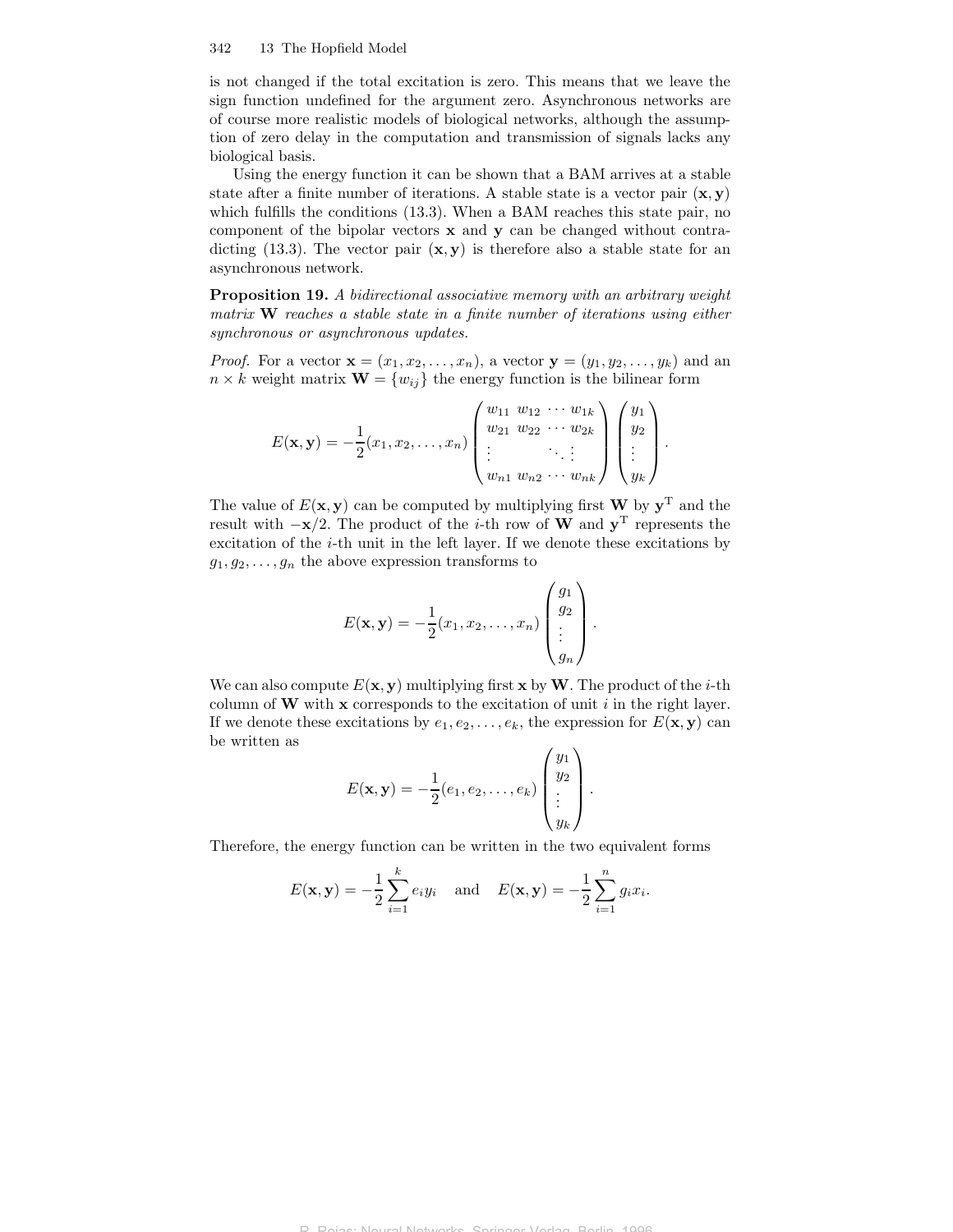is not changed if the total excitation is zero. This means that we leave the sign function undefined for the argument zero. Asynchronous networks are of course more realistic models of biological networks, although the assumption of zero delay in the computation and transmission of signals lacks any biological basis.

Using the energy function it can be shown that a BAM arrives at a stable state after a finite number of iterations. A stable state is a vector pair $(\mathbf{x}, \mathbf{y})$ which fulfills the conditions (13.3). When a BAM reaches this state pair, no component of the bipolar vectors $\mathbf{x}$ and $\mathbf{y}$ can be changed without contradicting (13.3). The vector pair $(\mathbf{x}, \mathbf{y})$ is therefore also a stable state for an asynchronous network.

**Proposition 19.** *A bidirectional associative memory with an arbitrary weight matrix* $\mathbf{W}$ *reaches a stable state in a finite number of iterations using either synchronous or asynchronous updates.*

*Proof.* For a vector $\mathbf{x} = (x_1, x_2, \ldots, x_n)$, a vector $\mathbf{y} = (y_1, y_2, \ldots, y_k)$ and an $n \times k$ weight matrix $\mathbf{W} = \{w_{ij}\}$ the energy function is the bilinear form

$$E(\mathbf{x}, \mathbf{y}) = -\frac{1}{2}(x_1, x_2, \ldots, x_n) \begin{pmatrix} w_{11} & w_{12} & \cdots & w_{1k} \\ w_{21} & w_{22} & \cdots & w_{2k} \\ \vdots & & \ddots & \vdots \\ w_{n1} & w_{n2} & \cdots & w_{nk} \end{pmatrix} \begin{pmatrix} y_1 \\ y_2 \\ \vdots \\ y_k \end{pmatrix}.$$

The value of $E(\mathbf{x}, \mathbf{y})$ can be computed by multiplying first $\mathbf{W}$ by $\mathbf{y}^{\mathrm{T}}$ and the result with $-\mathbf{x}/2$. The product of the $i$-th row of $\mathbf{W}$ and $\mathbf{y}^{\mathrm{T}}$ represents the excitation of the $i$-th unit in the left layer. If we denote these excitations by $g_1, g_2, \ldots, g_n$ the above expression transforms to

$$E(\mathbf{x}, \mathbf{y}) = -\frac{1}{2}(x_1, x_2, \ldots, x_n) \begin{pmatrix} g_1 \\ g_2 \\ \vdots \\ g_n \end{pmatrix}.$$

We can also compute $E(\mathbf{x}, \mathbf{y})$ multiplying first $\mathbf{x}$ by $\mathbf{W}$. The product of the $i$-th column of $\mathbf{W}$ with $\mathbf{x}$ corresponds to the excitation of unit $i$ in the right layer. If we denote these excitations by $e_1, e_2, \ldots, e_k$, the expression for $E(\mathbf{x}, \mathbf{y})$ can be written as

$$E(\mathbf{x}, \mathbf{y}) = -\frac{1}{2}(e_1, e_2, \ldots, e_k) \begin{pmatrix} y_1 \\ y_2 \\ \vdots \\ y_k \end{pmatrix}.$$

Therefore, the energy function can be written in the two equivalent forms

$$E(\mathbf{x}, \mathbf{y}) = -\frac{1}{2}\sum_{i=1}^{k} e_i y_i \quad \text{and} \quad E(\mathbf{x}, \mathbf{y}) = -\frac{1}{2}\sum_{i=1}^{n} g_i x_i.$$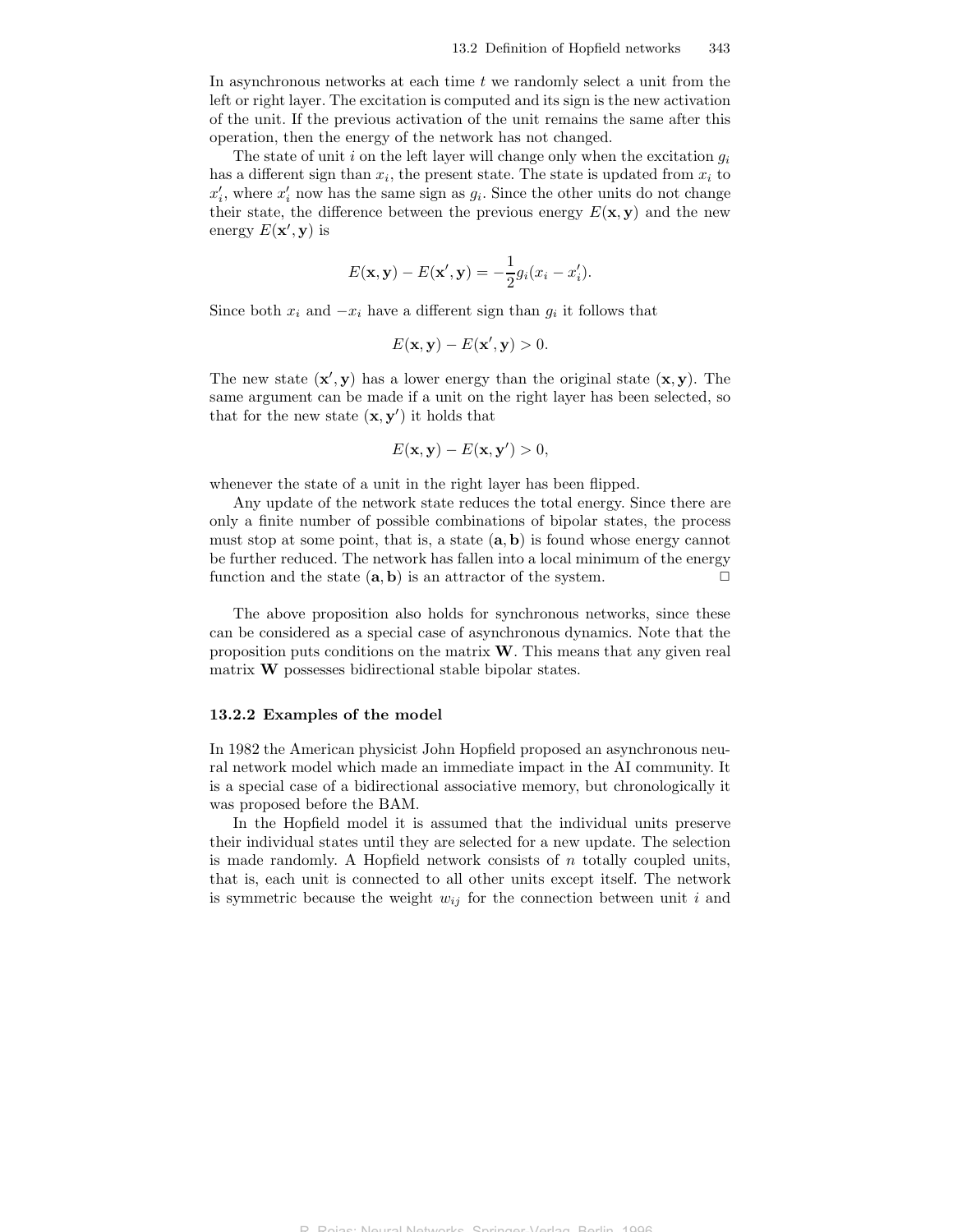In asynchronous networks at each time $t$ we randomly select a unit from the left or right layer. The excitation is computed and its sign is the new activation of the unit. If the previous activation of the unit remains the same after this operation, then the energy of the network has not changed.

The state of unit $i$ on the left layer will change only when the excitation $g_i$ has a different sign than $x_i$, the present state. The state is updated from $x_i$ to $x_i'$, where $x_i'$ now has the same sign as $g_i$. Since the other units do not change their state, the difference between the previous energy $E(\mathbf{x}, \mathbf{y})$ and the new energy $E(\mathbf{x}', \mathbf{y})$ is

$$E(\mathbf{x}, \mathbf{y}) - E(\mathbf{x}', \mathbf{y}) = -\frac{1}{2} g_i (x_i - x_i').$$

Since both $x_i$ and $-x_i$ have a different sign than $g_i$ it follows that

$$E(\mathbf{x}, \mathbf{y}) - E(\mathbf{x}', \mathbf{y}) > 0.$$

The new state $(\mathbf{x}', \mathbf{y})$ has a lower energy than the original state $(\mathbf{x}, \mathbf{y})$. The same argument can be made if a unit on the right layer has been selected, so that for the new state $(\mathbf{x}, \mathbf{y}')$ it holds that

$$E(\mathbf{x}, \mathbf{y}) - E(\mathbf{x}, \mathbf{y}') > 0,$$

whenever the state of a unit in the right layer has been flipped.

Any update of the network state reduces the total energy. Since there are only a finite number of possible combinations of bipolar states, the process must stop at some point, that is, a state $(\mathbf{a}, \mathbf{b})$ is found whose energy cannot be further reduced. The network has fallen into a local minimum of the energy function and the state $(\mathbf{a}, \mathbf{b})$ is an attractor of the system. □

The above proposition also holds for synchronous networks, since these can be considered as a special case of asynchronous dynamics. Note that the proposition puts conditions on the matrix $\mathbf{W}$. This means that any given real matrix $\mathbf{W}$ possesses bidirectional stable bipolar states.

### 13.2.2 Examples of the model

In 1982 the American physicist John Hopfield proposed an asynchronous neural network model which made an immediate impact in the AI community. It is a special case of a bidirectional associative memory, but chronologically it was proposed before the BAM.

In the Hopfield model it is assumed that the individual units preserve their individual states until they are selected for a new update. The selection is made randomly. A Hopfield network consists of $n$ totally coupled units, that is, each unit is connected to all other units except itself. The network is symmetric because the weight $w_{ij}$ for the connection between unit $i$ and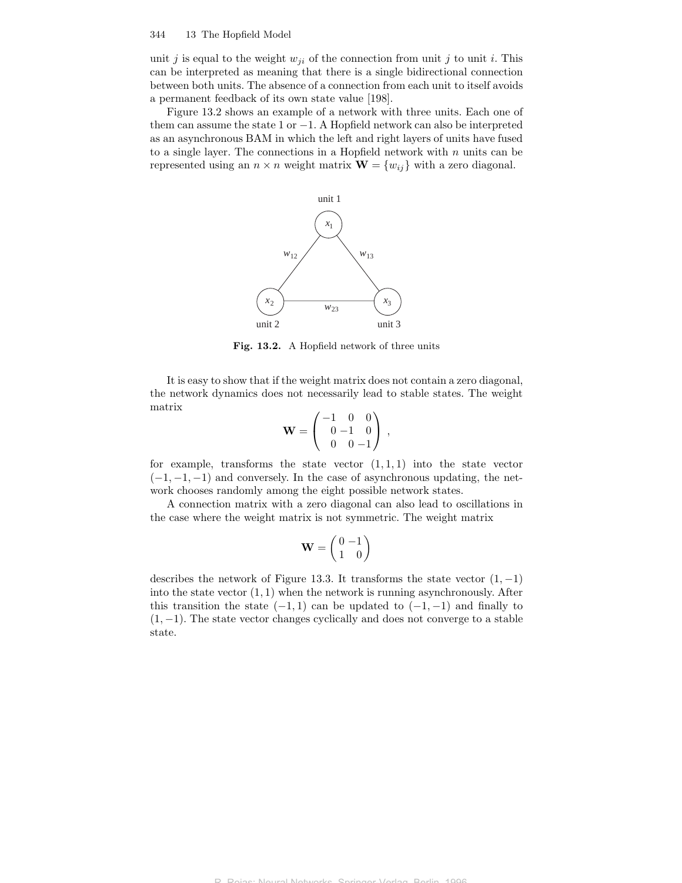unit $j$ is equal to the weight $w_{ji}$ of the connection from unit $j$ to unit $i$. This can be interpreted as meaning that there is a single bidirectional connection between both units. The absence of a connection from each unit to itself avoids a permanent feedback of its own state value [198].

Figure 13.2 shows an example of a network with three units. Each one of them can assume the state 1 or $-1$. A Hopfield network can also be interpreted as an asynchronous BAM in which the left and right layers of units have fused to a single layer. The connections in a Hopfield network with $n$ units can be represented using an $n \times n$ weight matrix $\mathbf{W} = \{w_{ij}\}$ with a zero diagonal.

**Fig. 13.2.** A Hopfield network of three units

It is easy to show that if the weight matrix does not contain a zero diagonal, the network dynamics does not necessarily lead to stable states. The weight matrix

$$\mathbf{W} = \begin{pmatrix} -1 & 0 & 0 \\ 0 & -1 & 0 \\ 0 & 0 & -1 \end{pmatrix},$$

for example, transforms the state vector $(1, 1, 1)$ into the state vector $(-1, -1, -1)$ and conversely. In the case of asynchronous updating, the network chooses randomly among the eight possible network states.

A connection matrix with a zero diagonal can also lead to oscillations in the case where the weight matrix is not symmetric. The weight matrix

$$\mathbf{W} = \begin{pmatrix} 0 & -1 \\ 1 & 0 \end{pmatrix}$$

describes the network of Figure 13.3. It transforms the state vector $(1, -1)$ into the state vector $(1, 1)$ when the network is running asynchronously. After this transition the state $(-1, 1)$ can be updated to $(-1, -1)$ and finally to $(1, -1)$. The state vector changes cyclically and does not converge to a stable state.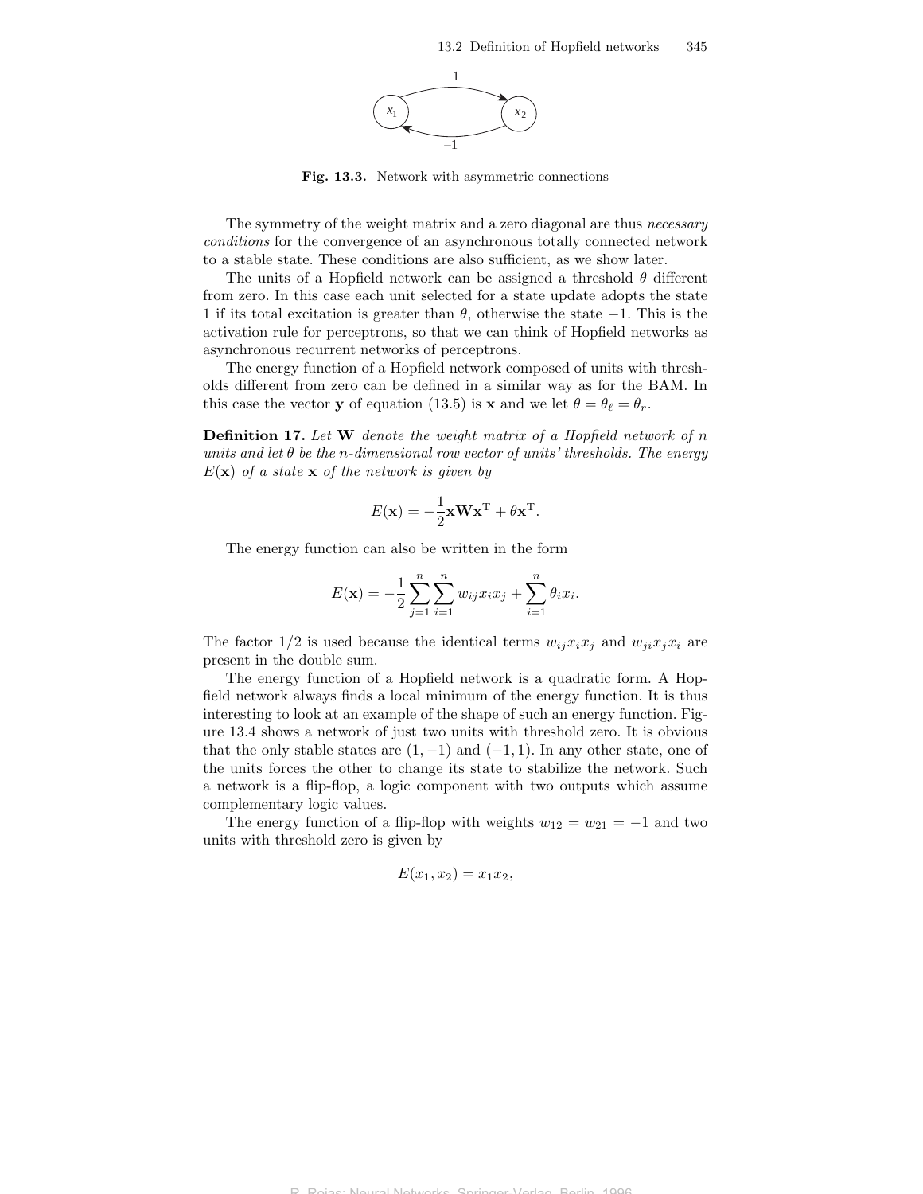**Fig. 13.3.** Network with asymmetric connections

The symmetry of the weight matrix and a zero diagonal are thus *necessary conditions* for the convergence of an asynchronous totally connected network to a stable state. These conditions are also sufficient, as we show later.

The units of a Hopfield network can be assigned a threshold $\theta$ different from zero. In this case each unit selected for a state update adopts the state 1 if its total excitation is greater than $\theta$, otherwise the state $-1$. This is the activation rule for perceptrons, so that we can think of Hopfield networks as asynchronous recurrent networks of perceptrons.

The energy function of a Hopfield network composed of units with thresholds different from zero can be defined in a similar way as for the BAM. In this case the vector $\mathbf{y}$ of equation (13.5) is $\mathbf{x}$ and we let $\theta = \theta_\ell = \theta_r$.

**Definition 17.** *Let* $\mathbf{W}$ *denote the weight matrix of a Hopfield network of* $n$ *units and let* $\theta$ *be the* $n$*-dimensional row vector of units' thresholds. The energy* $E(\mathbf{x})$ *of a state* $\mathbf{x}$ *of the network is given by*

$$E(\mathbf{x}) = -\frac{1}{2}\mathbf{x}\mathbf{W}\mathbf{x}^{\mathrm{T}} + \theta\mathbf{x}^{\mathrm{T}}.$$

The energy function can also be written in the form

$$E(\mathbf{x}) = -\frac{1}{2}\sum_{j=1}^{n}\sum_{i=1}^{n} w_{ij}x_i x_j + \sum_{i=1}^{n}\theta_i x_i.$$

The factor $1/2$ is used because the identical terms $w_{ij}x_i x_j$ and $w_{ji}x_j x_i$ are present in the double sum.

The energy function of a Hopfield network is a quadratic form. A Hopfield network always finds a local minimum of the energy function. It is thus interesting to look at an example of the shape of such an energy function. Figure 13.4 shows a network of just two units with threshold zero. It is obvious that the only stable states are $(1, -1)$ and $(-1, 1)$. In any other state, one of the units forces the other to change its state to stabilize the network. Such a network is a flip-flop, a logic component with two outputs which assume complementary logic values.

The energy function of a flip-flop with weights $w_{12} = w_{21} = -1$ and two units with threshold zero is given by

$$E(x_1, x_2) = x_1 x_2,$$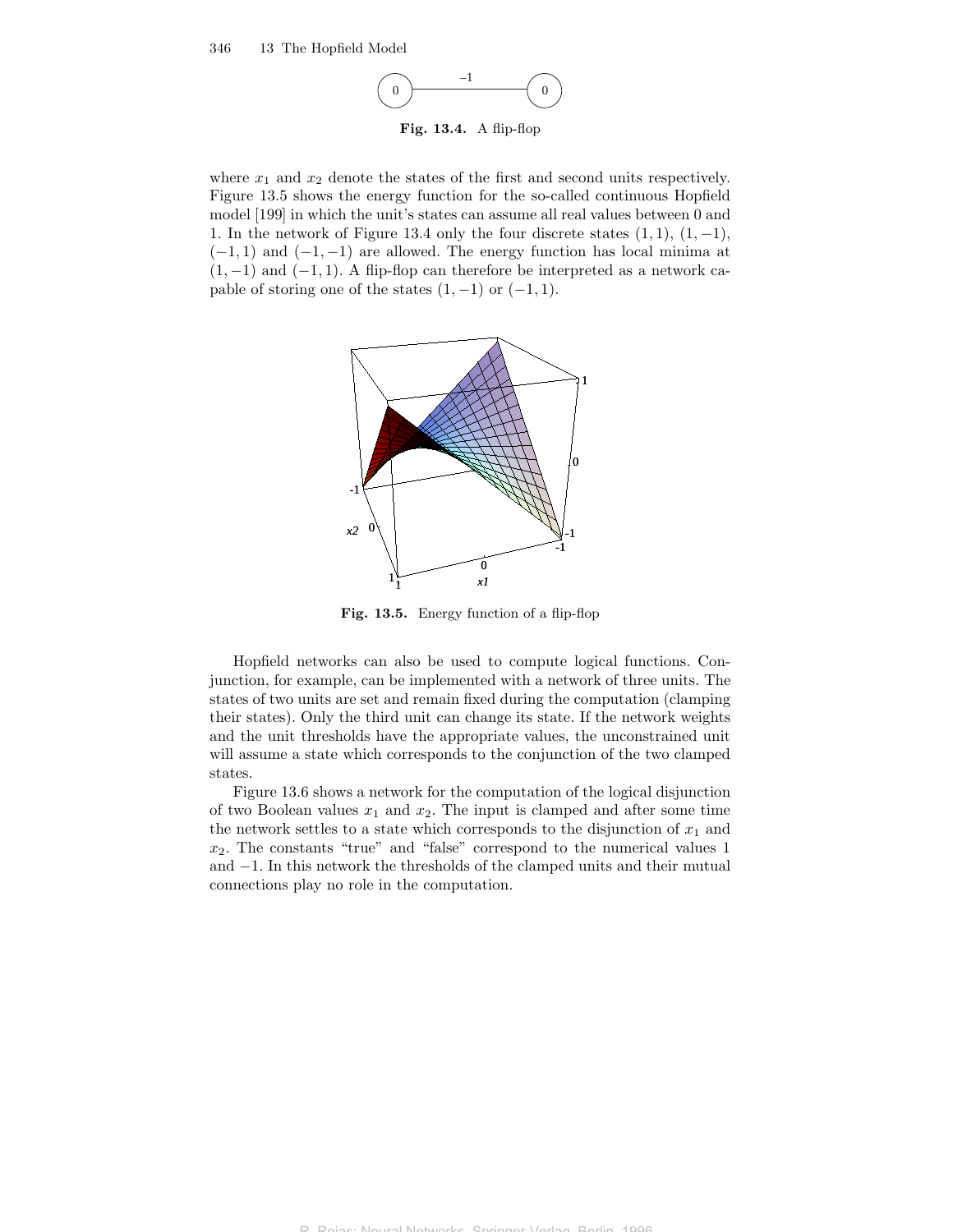Fig. 13.4. A flip-flop

where $x_1$ and $x_2$ denote the states of the first and second units respectively. Figure 13.5 shows the energy function for the so-called continuous Hopfield model [199] in which the unit's states can assume all real values between 0 and 1. In the network of Figure 13.4 only the four discrete states $(1,1)$, $(1,-1)$, $(-1,1)$ and $(-1,-1)$ are allowed. The energy function has local minima at $(1,-1)$ and $(-1,1)$. A flip-flop can therefore be interpreted as a network capable of storing one of the states $(1,-1)$ or $(-1,1)$.

Fig. 13.5. Energy function of a flip-flop

Hopfield networks can also be used to compute logical functions. Conjunction, for example, can be implemented with a network of three units. The states of two units are set and remain fixed during the computation (clamping their states). Only the third unit can change its state. If the network weights and the unit thresholds have the appropriate values, the unconstrained unit will assume a state which corresponds to the conjunction of the two clamped states.

Figure 13.6 shows a network for the computation of the logical disjunction of two Boolean values $x_1$ and $x_2$. The input is clamped and after some time the network settles to a state which corresponds to the disjunction of $x_1$ and $x_2$. The constants "true" and "false" correspond to the numerical values 1 and $-1$. In this network the thresholds of the clamped units and their mutual connections play no role in the computation.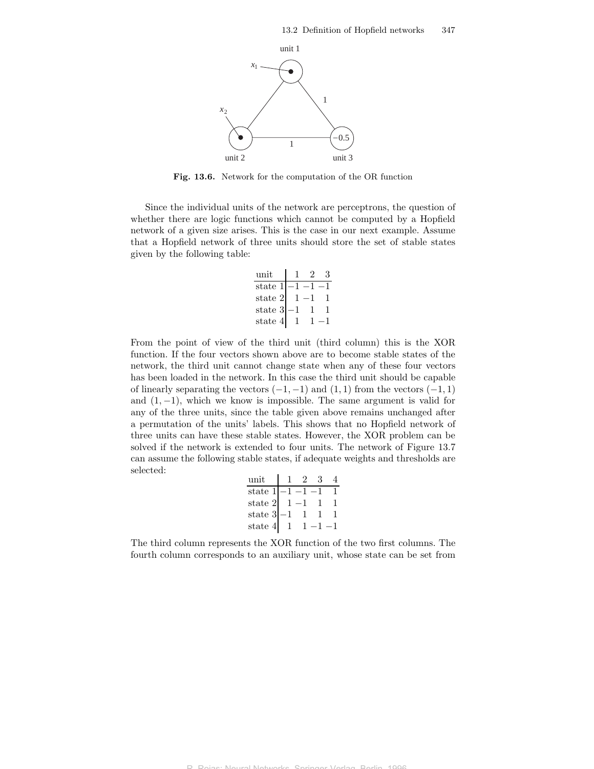unit 1

$x_1$

$x_2$

1

1

$-0.5$

unit 2 unit 3

**Fig. 13.6.** Network for the computation of the OR function

Since the individual units of the network are perceptrons, the question of whether there are logic functions which cannot be computed by a Hopfield network of a given size arises. This is the case in our next example. Assume that a Hopfield network of three units should store the set of stable states given by the following table:

| unit | 1 | 2 | 3 |
|---|---|---|---|
| state 1 | $-1$ | $-1$ | $-1$ |
| state 2 | 1 | $-1$ | 1 |
| state 3 | $-1$ | 1 | 1 |
| state 4 | 1 | 1 | $-1$ |

From the point of view of the third unit (third column) this is the XOR function. If the four vectors shown above are to become stable states of the network, the third unit cannot change state when any of these four vectors has been loaded in the network. In this case the third unit should be capable of linearly separating the vectors $(-1,-1)$ and $(1,1)$ from the vectors $(-1,1)$ and $(1,-1)$, which we know is impossible. The same argument is valid for any of the three units, since the table given above remains unchanged after a permutation of the units' labels. This shows that no Hopfield network of three units can have these stable states. However, the XOR problem can be solved if the network is extended to four units. The network of Figure 13.7 can assume the following stable states, if adequate weights and thresholds are selected:

| unit | 1 | 2 | 3 | 4 |
|---|---|---|---|---|
| state 1 | $-1$ | $-1$ | $-1$ | 1 |
| state 2 | 1 | $-1$ | 1 | 1 |
| state 3 | $-1$ | 1 | 1 | 1 |
| state 4 | 1 | 1 | $-1$ | $-1$ |

The third column represents the XOR function of the two first columns. The fourth column corresponds to an auxiliary unit, whose state can be set from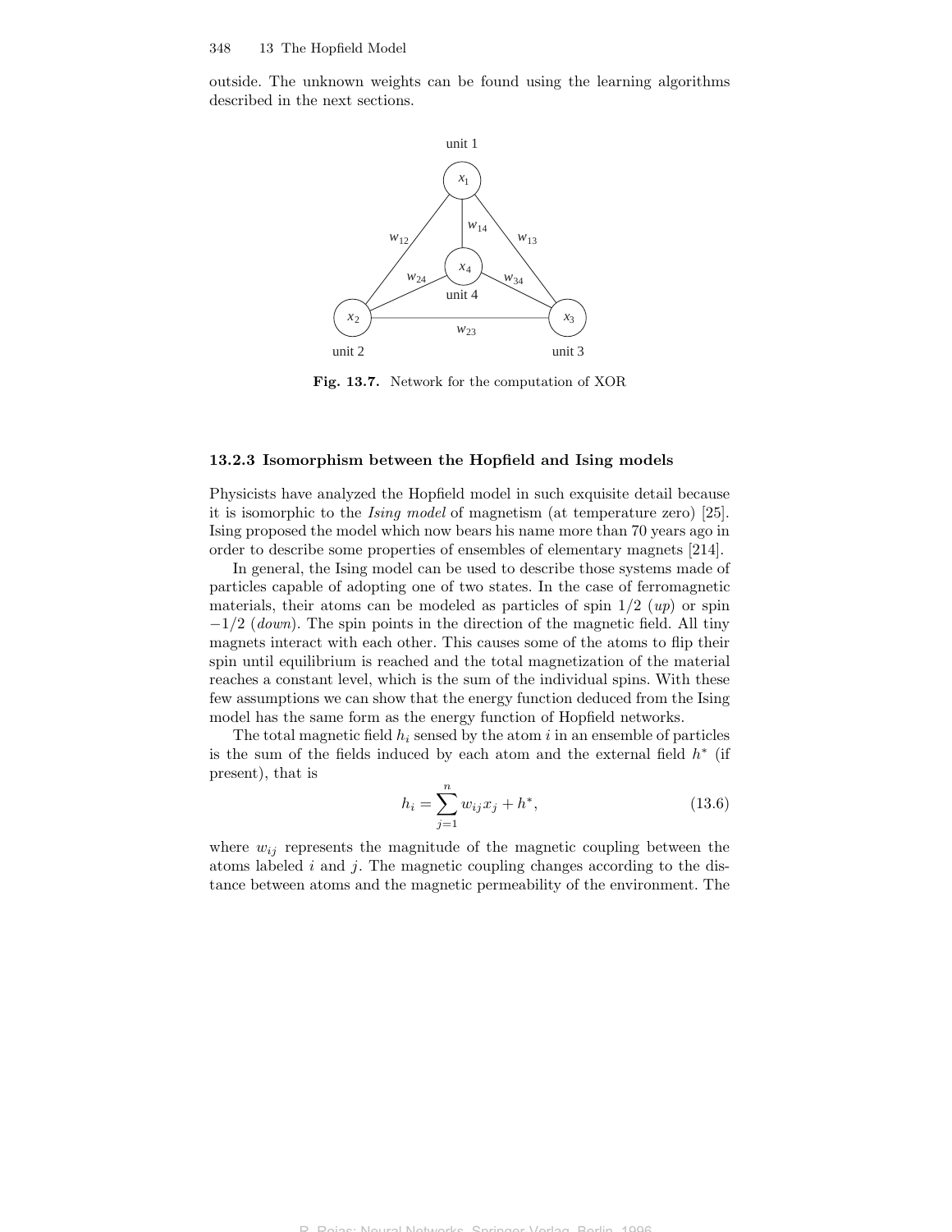outside. The unknown weights can be found using the learning algorithms described in the next sections.

Fig. 13.7. Network for the computation of XOR

### 13.2.3 Isomorphism between the Hopfield and Ising models

Physicists have analyzed the Hopfield model in such exquisite detail because it is isomorphic to the *Ising model* of magnetism (at temperature zero) [25]. Ising proposed the model which now bears his name more than 70 years ago in order to describe some properties of ensembles of elementary magnets [214].

In general, the Ising model can be used to describe those systems made of particles capable of adopting one of two states. In the case of ferromagnetic materials, their atoms can be modeled as particles of spin $1/2$ (*up*) or spin $-1/2$ (*down*). The spin points in the direction of the magnetic field. All tiny magnets interact with each other. This causes some of the atoms to flip their spin until equilibrium is reached and the total magnetization of the material reaches a constant level, which is the sum of the individual spins. With these few assumptions we can show that the energy function deduced from the Ising model has the same form as the energy function of Hopfield networks.

The total magnetic field $h_i$ sensed by the atom $i$ in an ensemble of particles is the sum of the fields induced by each atom and the external field $h^*$ (if present), that is

$$h_i = \sum_{j=1}^{n} w_{ij} x_j + h^*, \tag{13.6}$$

where $w_{ij}$ represents the magnitude of the magnetic coupling between the atoms labeled $i$ and $j$. The magnetic coupling changes according to the distance between atoms and the magnetic permeability of the environment. The